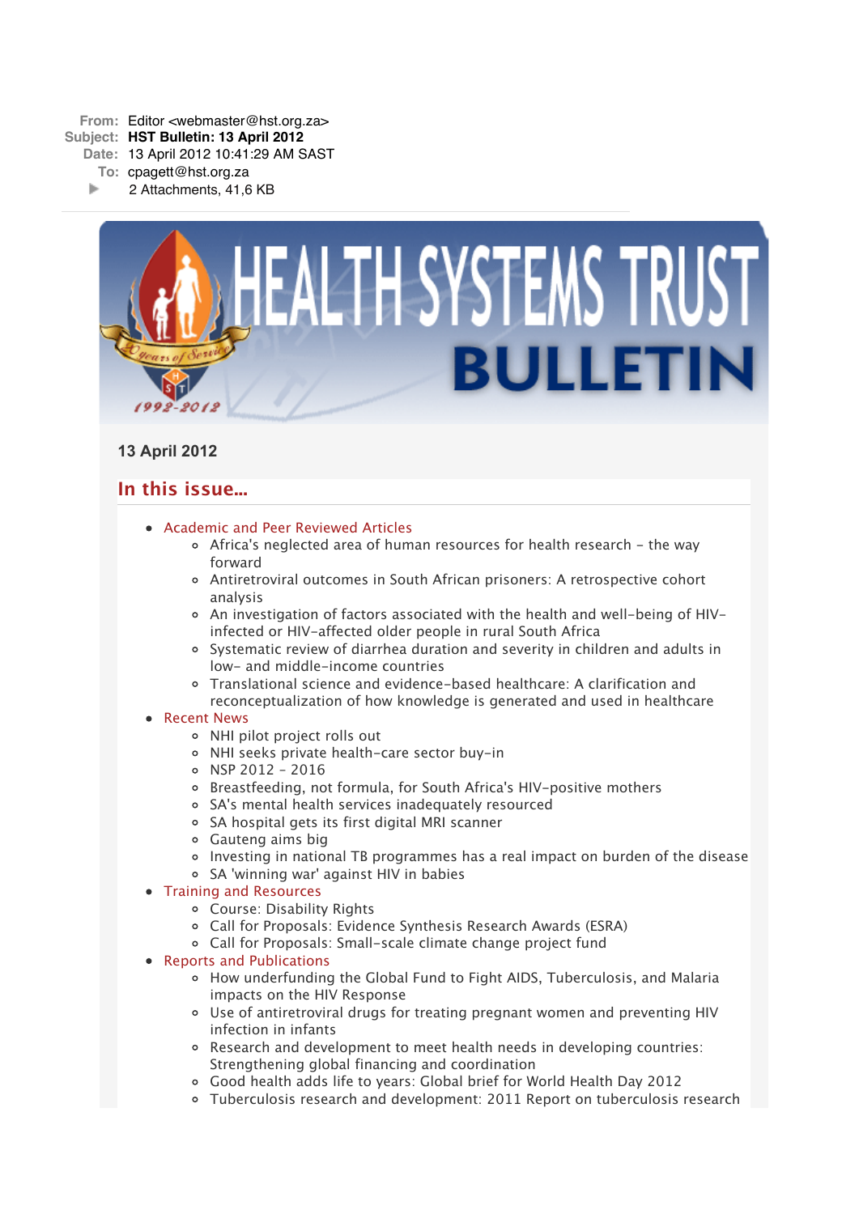**From:** Editor <webmaster@hst.org.za>
**Subject:** **HST Bulletin: 13 April 2012**
**Date:** 13 April 2012 10:41:29 AM SAST
**To:** cpagett@hst.org.za
2 Attachments, 41,6 KB

# HEALTH SYSTEMS TRUST BULLETIN

Years of Service 1992-2012

**13 April 2012**

## In this issue...

- Academic and Peer Reviewed Articles
  - Africa's neglected area of human resources for health research - the way forward
  - Antiretroviral outcomes in South African prisoners: A retrospective cohort analysis
  - An investigation of factors associated with the health and well-being of HIV-infected or HIV-affected older people in rural South Africa
  - Systematic review of diarrhea duration and severity in children and adults in low- and middle-income countries
  - Translational science and evidence-based healthcare: A clarification and reconceptualization of how knowledge is generated and used in healthcare
- Recent News
  - NHI pilot project rolls out
  - NHI seeks private health-care sector buy-in
  - NSP 2012 - 2016
  - Breastfeeding, not formula, for South Africa's HIV-positive mothers
  - SA's mental health services inadequately resourced
  - SA hospital gets its first digital MRI scanner
  - Gauteng aims big
  - Investing in national TB programmes has a real impact on burden of the disease
  - SA 'winning war' against HIV in babies
- Training and Resources
  - Course: Disability Rights
  - Call for Proposals: Evidence Synthesis Research Awards (ESRA)
  - Call for Proposals: Small-scale climate change project fund
- Reports and Publications
  - How underfunding the Global Fund to Fight AIDS, Tuberculosis, and Malaria impacts on the HIV Response
  - Use of antiretroviral drugs for treating pregnant women and preventing HIV infection in infants
  - Research and development to meet health needs in developing countries: Strengthening global financing and coordination
  - Good health adds life to years: Global brief for World Health Day 2012
  - Tuberculosis research and development: 2011 Report on tuberculosis research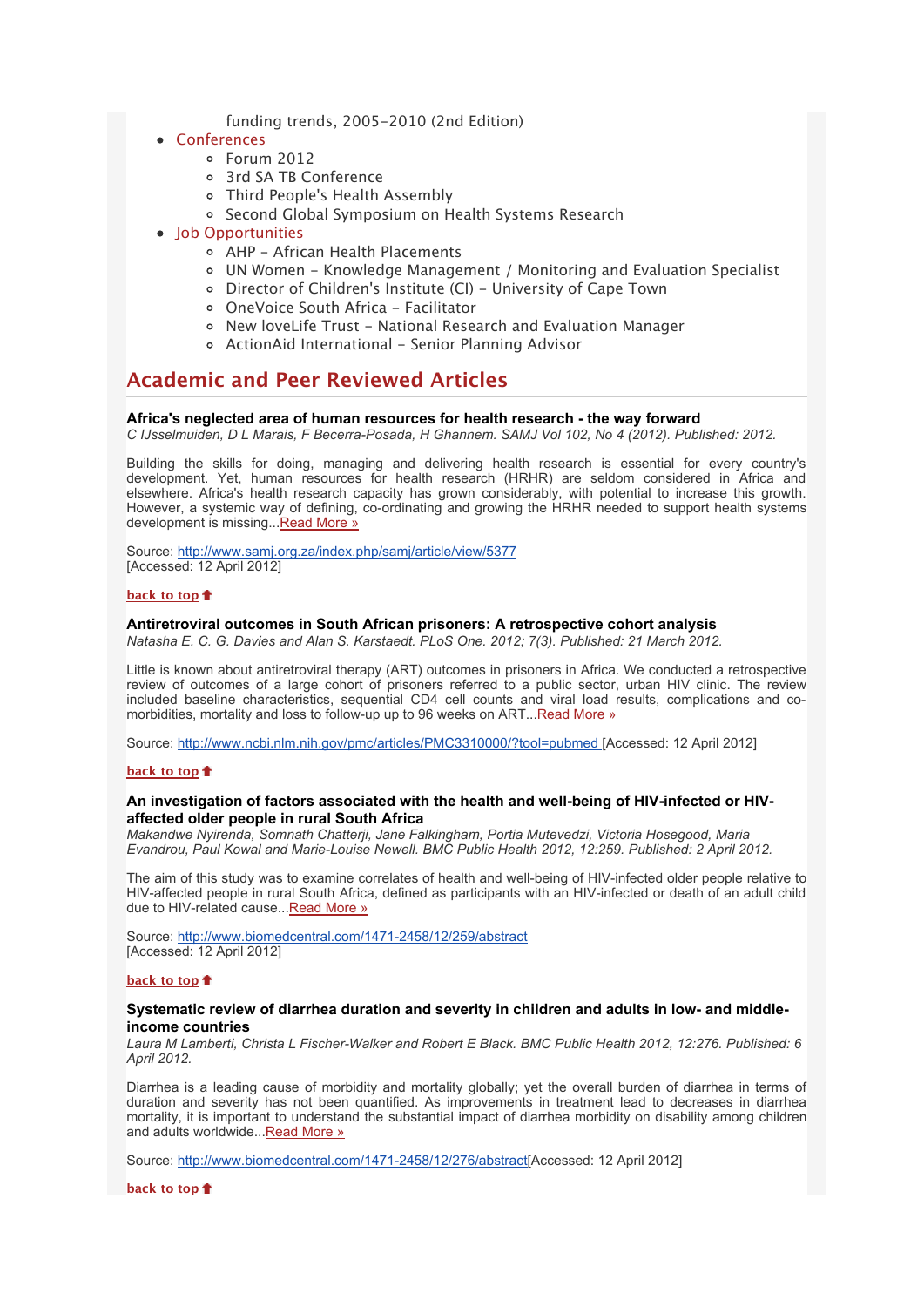funding trends, 2005–2010 (2nd Edition)

- Conferences
    - Forum 2012
    - 3rd SA TB Conference
    - Third People's Health Assembly
    - Second Global Symposium on Health Systems Research
- Job Opportunities
    - AHP – African Health Placements
    - UN Women – Knowledge Management / Monitoring and Evaluation Specialist
    - Director of Children's Institute (CI) – University of Cape Town
    - OneVoice South Africa – Facilitator
    - New loveLife Trust – National Research and Evaluation Manager
    - ActionAid International – Senior Planning Advisor

## Academic and Peer Reviewed Articles

**Africa's neglected area of human resources for health research - the way forward**
*C IJsselmuiden, D L Marais, F Becerra-Posada, H Ghannem. SAMJ Vol 102, No 4 (2012). Published: 2012.*

Building the skills for doing, managing and delivering health research is essential for every country's development. Yet, human resources for health research (HRHR) are seldom considered in Africa and elsewhere. Africa's health research capacity has grown considerably, with potential to increase this growth. However, a systemic way of defining, co-ordinating and growing the HRHR needed to support health systems development is missing...Read More »

Source: http://www.samj.org.za/index.php/samj/article/view/5377
[Accessed: 12 April 2012]

back to top

**Antiretroviral outcomes in South African prisoners: A retrospective cohort analysis**
*Natasha E. C. G. Davies and Alan S. Karstaedt. PLoS One. 2012; 7(3). Published: 21 March 2012.*

Little is known about antiretroviral therapy (ART) outcomes in prisoners in Africa. We conducted a retrospective review of outcomes of a large cohort of prisoners referred to a public sector, urban HIV clinic. The review included baseline characteristics, sequential CD4 cell counts and viral load results, complications and co-morbidities, mortality and loss to follow-up up to 96 weeks on ART...Read More »

Source: http://www.ncbi.nlm.nih.gov/pmc/articles/PMC3310000/?tool=pubmed [Accessed: 12 April 2012]

back to top

**An investigation of factors associated with the health and well-being of HIV-infected or HIV-affected older people in rural South Africa**
*Makandwe Nyirenda, Somnath Chatterji, Jane Falkingham, Portia Mutevedzi, Victoria Hosegood, Maria Evandrou, Paul Kowal and Marie-Louise Newell. BMC Public Health 2012, 12:259. Published: 2 April 2012.*

The aim of this study was to examine correlates of health and well-being of HIV-infected older people relative to HIV-affected people in rural South Africa, defined as participants with an HIV-infected or death of an adult child due to HIV-related cause...Read More »

Source: http://www.biomedcentral.com/1471-2458/12/259/abstract
[Accessed: 12 April 2012]

back to top

**Systematic review of diarrhea duration and severity in children and adults in low- and middle-income countries**
*Laura M Lamberti, Christa L Fischer-Walker and Robert E Black. BMC Public Health 2012, 12:276. Published: 6 April 2012.*

Diarrhea is a leading cause of morbidity and mortality globally; yet the overall burden of diarrhea in terms of duration and severity has not been quantified. As improvements in treatment lead to decreases in diarrhea mortality, it is important to understand the substantial impact of diarrhea morbidity on disability among children and adults worldwide...Read More »

Source: http://www.biomedcentral.com/1471-2458/12/276/abstract[Accessed: 12 April 2012]

back to top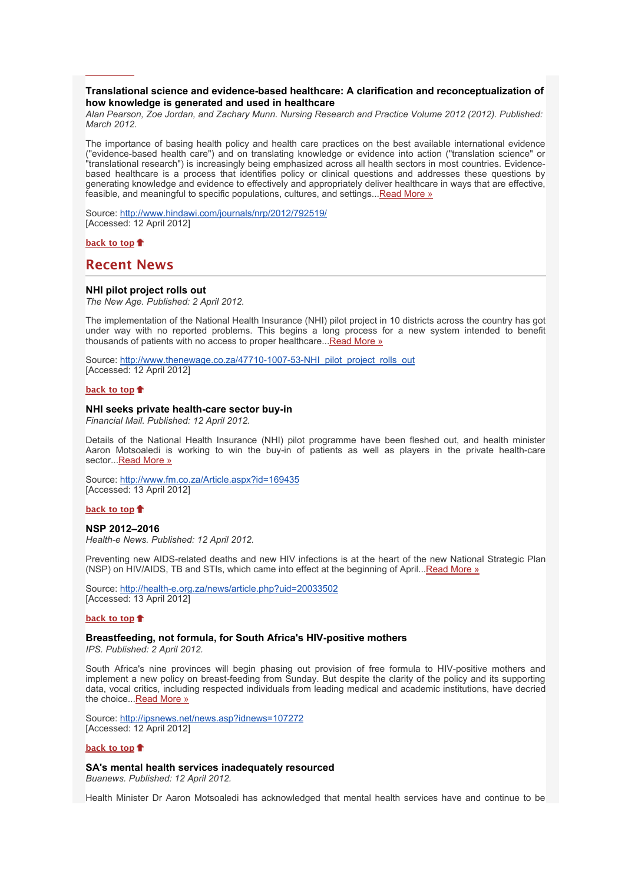### Translational science and evidence-based healthcare: A clarification and reconceptualization of how knowledge is generated and used in healthcare

*Alan Pearson, Zoe Jordan, and Zachary Munn. Nursing Research and Practice Volume 2012 (2012). Published: March 2012.*

The importance of basing health policy and health care practices on the best available international evidence ("evidence-based health care") and on translating knowledge or evidence into action ("translation science" or "translational research") is increasingly being emphasized across all health sectors in most countries. Evidence-based healthcare is a process that identifies policy or clinical questions and addresses these questions by generating knowledge and evidence to effectively and appropriately deliver healthcare in ways that are effective, feasible, and meaningful to specific populations, cultures, and settings...[Read More »](http://www.hindawi.com/journals/nrp/2012/792519/)

Source: [http://www.hindawi.com/journals/nrp/2012/792519/](http://www.hindawi.com/journals/nrp/2012/792519/)
[Accessed: 12 April 2012]

back to top

## Recent News

### NHI pilot project rolls out

*The New Age. Published: 2 April 2012.*

The implementation of the National Health Insurance (NHI) pilot project in 10 districts across the country has got under way with no reported problems. This begins a long process for a new system intended to benefit thousands of patients with no access to proper healthcare...[Read More »](http://www.thenewage.co.za/47710-1007-53-NHI_pilot_project_rolls_out)

Source: [http://www.thenewage.co.za/47710-1007-53-NHI_pilot_project_rolls_out](http://www.thenewage.co.za/47710-1007-53-NHI_pilot_project_rolls_out)
[Accessed: 12 April 2012]

back to top

### NHI seeks private health-care sector buy-in

*Financial Mail. Published: 12 April 2012.*

Details of the National Health Insurance (NHI) pilot programme have been fleshed out, and health minister Aaron Motsoaledi is working to win the buy-in of patients as well as players in the private health-care sector...[Read More »](http://www.fm.co.za/Article.aspx?id=169435)

Source: [http://www.fm.co.za/Article.aspx?id=169435](http://www.fm.co.za/Article.aspx?id=169435)
[Accessed: 13 April 2012]

back to top

### NSP 2012–2016

*Health-e News. Published: 12 April 2012.*

Preventing new AIDS-related deaths and new HIV infections is at the heart of the new National Strategic Plan (NSP) on HIV/AIDS, TB and STIs, which came into effect at the beginning of April...[Read More »](http://health-e.org.za/news/article.php?uid=20033502)

Source: [http://health-e.org.za/news/article.php?uid=20033502](http://health-e.org.za/news/article.php?uid=20033502)
[Accessed: 13 April 2012]

back to top

### Breastfeeding, not formula, for South Africa's HIV-positive mothers

*IPS. Published: 2 April 2012.*

South Africa's nine provinces will begin phasing out provision of free formula to HIV-positive mothers and implement a new policy on breast-feeding from Sunday. But despite the clarity of the policy and its supporting data, vocal critics, including respected individuals from leading medical and academic institutions, have decried the choice...[Read More »](http://ipsnews.net/news.asp?idnews=107272)

Source: [http://ipsnews.net/news.asp?idnews=107272](http://ipsnews.net/news.asp?idnews=107272)
[Accessed: 12 April 2012]

back to top

### SA's mental health services inadequately resourced

*Buanews. Published: 12 April 2012.*

Health Minister Dr Aaron Motsoaledi has acknowledged that mental health services have and continue to be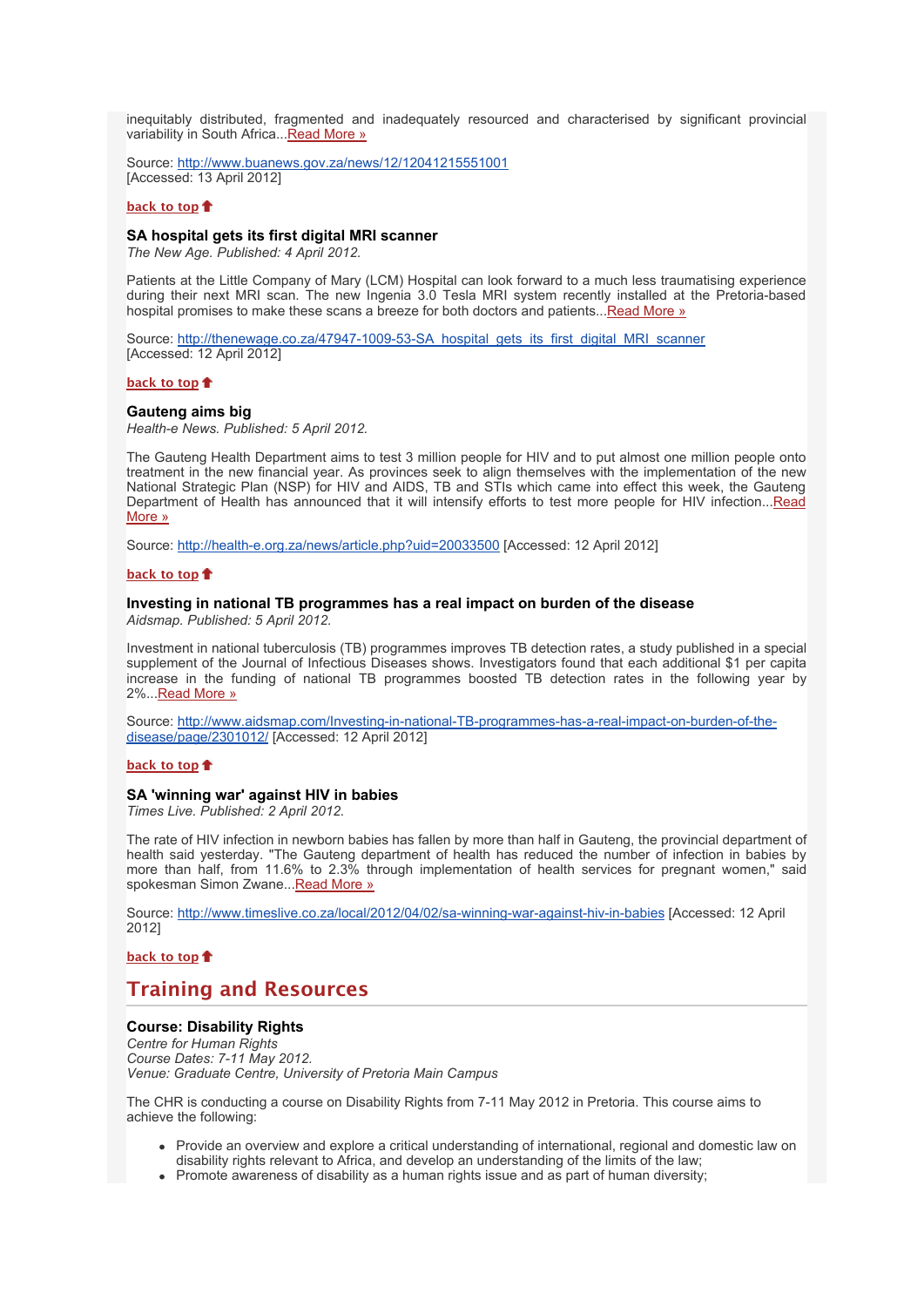inequitably distributed, fragmented and inadequately resourced and characterised by significant provincial variability in South Africa...Read More »

Source: http://www.buanews.gov.za/news/12/12041215551001
[Accessed: 13 April 2012]

back to top

### SA hospital gets its first digital MRI scanner

*The New Age. Published: 4 April 2012.*

Patients at the Little Company of Mary (LCM) Hospital can look forward to a much less traumatising experience during their next MRI scan. The new Ingenia 3.0 Tesla MRI system recently installed at the Pretoria-based hospital promises to make these scans a breeze for both doctors and patients...Read More »

Source: http://thenewage.co.za/47947-1009-53-SA_hospital_gets_its_first_digital_MRI_scanner
[Accessed: 12 April 2012]

back to top

### Gauteng aims big

*Health-e News. Published: 5 April 2012.*

The Gauteng Health Department aims to test 3 million people for HIV and to put almost one million people onto treatment in the new financial year. As provinces seek to align themselves with the implementation of the new National Strategic Plan (NSP) for HIV and AIDS, TB and STIs which came into effect this week, the Gauteng Department of Health has announced that it will intensify efforts to test more people for HIV infection...Read More »

Source: http://health-e.org.za/news/article.php?uid=20033500 [Accessed: 12 April 2012]

back to top

### Investing in national TB programmes has a real impact on burden of the disease

*Aidsmap. Published: 5 April 2012.*

Investment in national tuberculosis (TB) programmes improves TB detection rates, a study published in a special supplement of the Journal of Infectious Diseases shows. Investigators found that each additional $1 per capita increase in the funding of national TB programmes boosted TB detection rates in the following year by 2%...Read More »

Source: http://www.aidsmap.com/Investing-in-national-TB-programmes-has-a-real-impact-on-burden-of-the-disease/page/2301012/ [Accessed: 12 April 2012]

back to top

### SA 'winning war' against HIV in babies

*Times Live. Published: 2 April 2012.*

The rate of HIV infection in newborn babies has fallen by more than half in Gauteng, the provincial department of health said yesterday. "The Gauteng department of health has reduced the number of infection in babies by more than half, from 11.6% to 2.3% through implementation of health services for pregnant women," said spokesman Simon Zwane...Read More »

Source: http://www.timeslive.co.za/local/2012/04/02/sa-winning-war-against-hiv-in-babies [Accessed: 12 April 2012]

back to top

## Training and Resources

### Course: Disability Rights

*Centre for Human Rights*
*Course Dates: 7-11 May 2012.*
*Venue: Graduate Centre, University of Pretoria Main Campus*

The CHR is conducting a course on Disability Rights from 7-11 May 2012 in Pretoria. This course aims to achieve the following:

- Provide an overview and explore a critical understanding of international, regional and domestic law on disability rights relevant to Africa, and develop an understanding of the limits of the law;
- Promote awareness of disability as a human rights issue and as part of human diversity;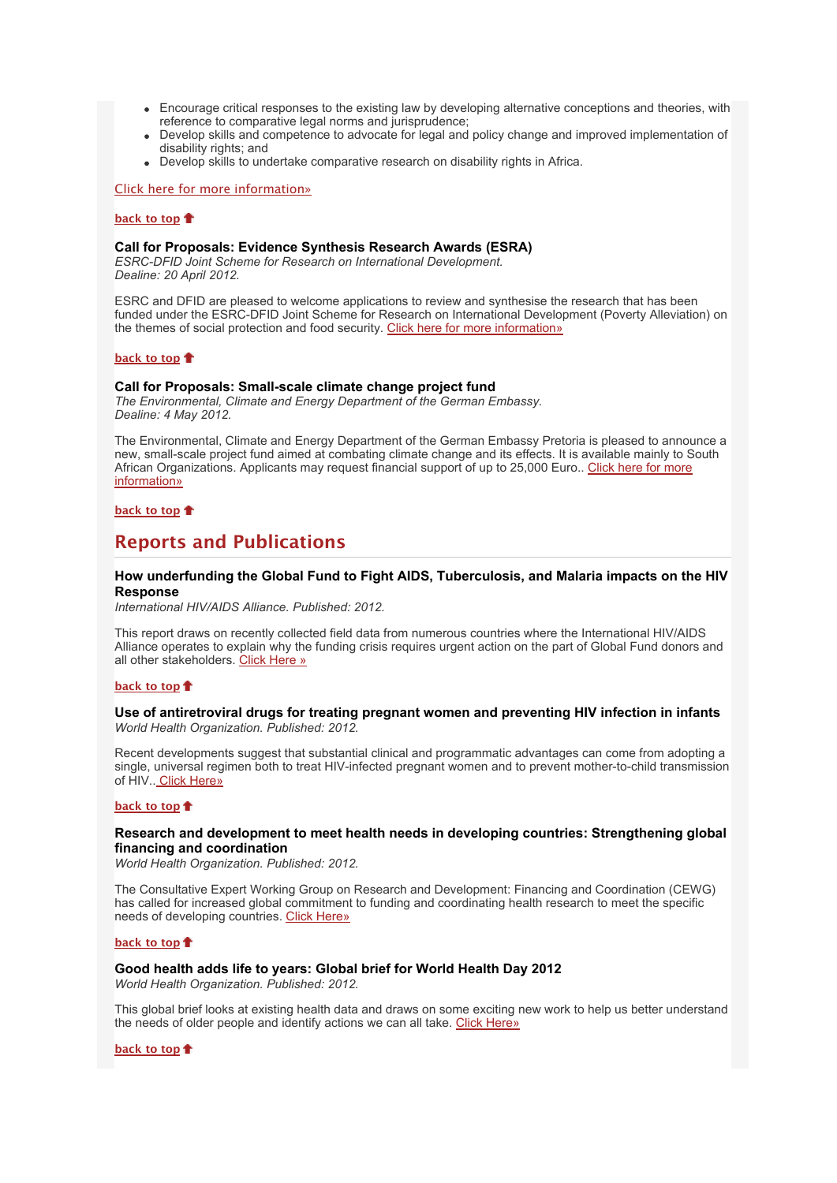- Encourage critical responses to the existing law by developing alternative conceptions and theories, with reference to comparative legal norms and jurisprudence;
- Develop skills and competence to advocate for legal and policy change and improved implementation of disability rights; and
- Develop skills to undertake comparative research on disability rights in Africa.

Click here for more information»

back to top

**Call for Proposals: Evidence Synthesis Research Awards (ESRA)**
*ESRC-DFID Joint Scheme for Research on International Development.*
*Dealine: 20 April 2012.*

ESRC and DFID are pleased to welcome applications to review and synthesise the research that has been funded under the ESRC-DFID Joint Scheme for Research on International Development (Poverty Alleviation) on the themes of social protection and food security. Click here for more information»

back to top

**Call for Proposals: Small-scale climate change project fund**
*The Environmental, Climate and Energy Department of the German Embassy.*
*Dealine: 4 May 2012.*

The Environmental, Climate and Energy Department of the German Embassy Pretoria is pleased to announce a new, small-scale project fund aimed at combating climate change and its effects. It is available mainly to South African Organizations. Applicants may request financial support of up to 25,000 Euro.. Click here for more information»

back to top

## Reports and Publications

**How underfunding the Global Fund to Fight AIDS, Tuberculosis, and Malaria impacts on the HIV Response**
*International HIV/AIDS Alliance. Published: 2012.*

This report draws on recently collected field data from numerous countries where the International HIV/AIDS Alliance operates to explain why the funding crisis requires urgent action on the part of Global Fund donors and all other stakeholders. Click Here »

back to top

**Use of antiretroviral drugs for treating pregnant women and preventing HIV infection in infants**
*World Health Organization. Published: 2012.*

Recent developments suggest that substantial clinical and programmatic advantages can come from adopting a single, universal regimen both to treat HIV-infected pregnant women and to prevent mother-to-child transmission of HIV.. Click Here»

back to top

**Research and development to meet health needs in developing countries: Strengthening global financing and coordination**
*World Health Organization. Published: 2012.*

The Consultative Expert Working Group on Research and Development: Financing and Coordination (CEWG) has called for increased global commitment to funding and coordinating health research to meet the specific needs of developing countries. Click Here»

back to top

**Good health adds life to years: Global brief for World Health Day 2012**
*World Health Organization. Published: 2012.*

This global brief looks at existing health data and draws on some exciting new work to help us better understand the needs of older people and identify actions we can all take. Click Here»

back to top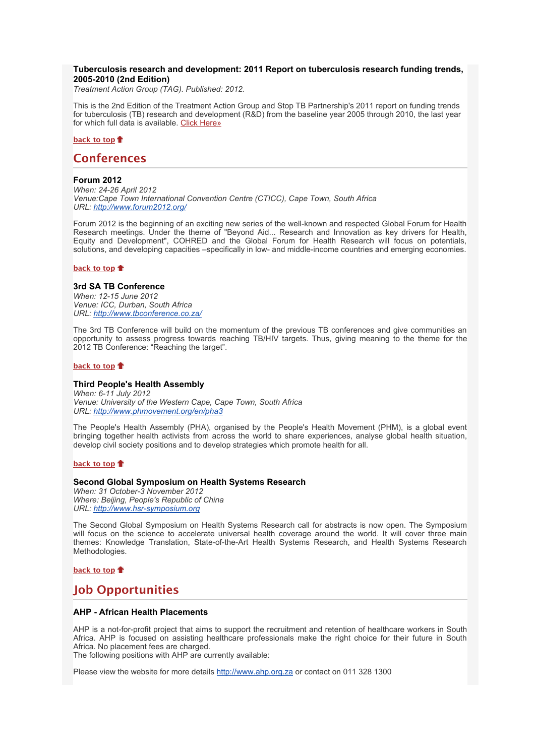**Tuberculosis research and development: 2011 Report on tuberculosis research funding trends, 2005-2010 (2nd Edition)**
*Treatment Action Group (TAG). Published: 2012.*

This is the 2nd Edition of the Treatment Action Group and Stop TB Partnership's 2011 report on funding trends for tuberculosis (TB) research and development (R&D) from the baseline year 2005 through 2010, the last year for which full data is available. Click Here»

**back to top**

## Conferences

### Forum 2012

*When: 24-26 April 2012*
*Venue:Cape Town International Convention Centre (CTICC), Cape Town, South Africa*
*URL: http://www.forum2012.org/*

Forum 2012 is the beginning of an exciting new series of the well-known and respected Global Forum for Health Research meetings. Under the theme of "Beyond Aid... Research and Innovation as key drivers for Health, Equity and Development", COHRED and the Global Forum for Health Research will focus on potentials, solutions, and developing capacities –specifically in low- and middle-income countries and emerging economies.

**back to top**

### 3rd SA TB Conference

*When: 12-15 June 2012*
*Venue: ICC, Durban, South Africa*
*URL: http://www.tbconference.co.za/*

The 3rd TB Conference will build on the momentum of the previous TB conferences and give communities an opportunity to assess progress towards reaching TB/HIV targets. Thus, giving meaning to the theme for the 2012 TB Conference: "Reaching the target".

**back to top**

### Third People's Health Assembly

*When: 6-11 July 2012*
*Venue: University of the Western Cape, Cape Town, South Africa*
*URL: http://www.phmovement.org/en/pha3*

The People's Health Assembly (PHA), organised by the People's Health Movement (PHM), is a global event bringing together health activists from across the world to share experiences, analyse global health situation, develop civil society positions and to develop strategies which promote health for all.

**back to top**

### Second Global Symposium on Health Systems Research

*When: 31 October-3 November 2012*
*Where: Beijing, People's Republic of China*
*URL: http://www.hsr-symposium.org*

The Second Global Symposium on Health Systems Research call for abstracts is now open. The Symposium will focus on the science to accelerate universal health coverage around the world. It will cover three main themes: Knowledge Translation, State-of-the-Art Health Systems Research, and Health Systems Research Methodologies.

**back to top**

## Job Opportunities

### AHP - African Health Placements

AHP is a not-for-profit project that aims to support the recruitment and retention of healthcare workers in South Africa. AHP is focused on assisting healthcare professionals make the right choice for their future in South Africa. No placement fees are charged.
The following positions with AHP are currently available:

Please view the website for more details http://www.ahp.org.za or contact on 011 328 1300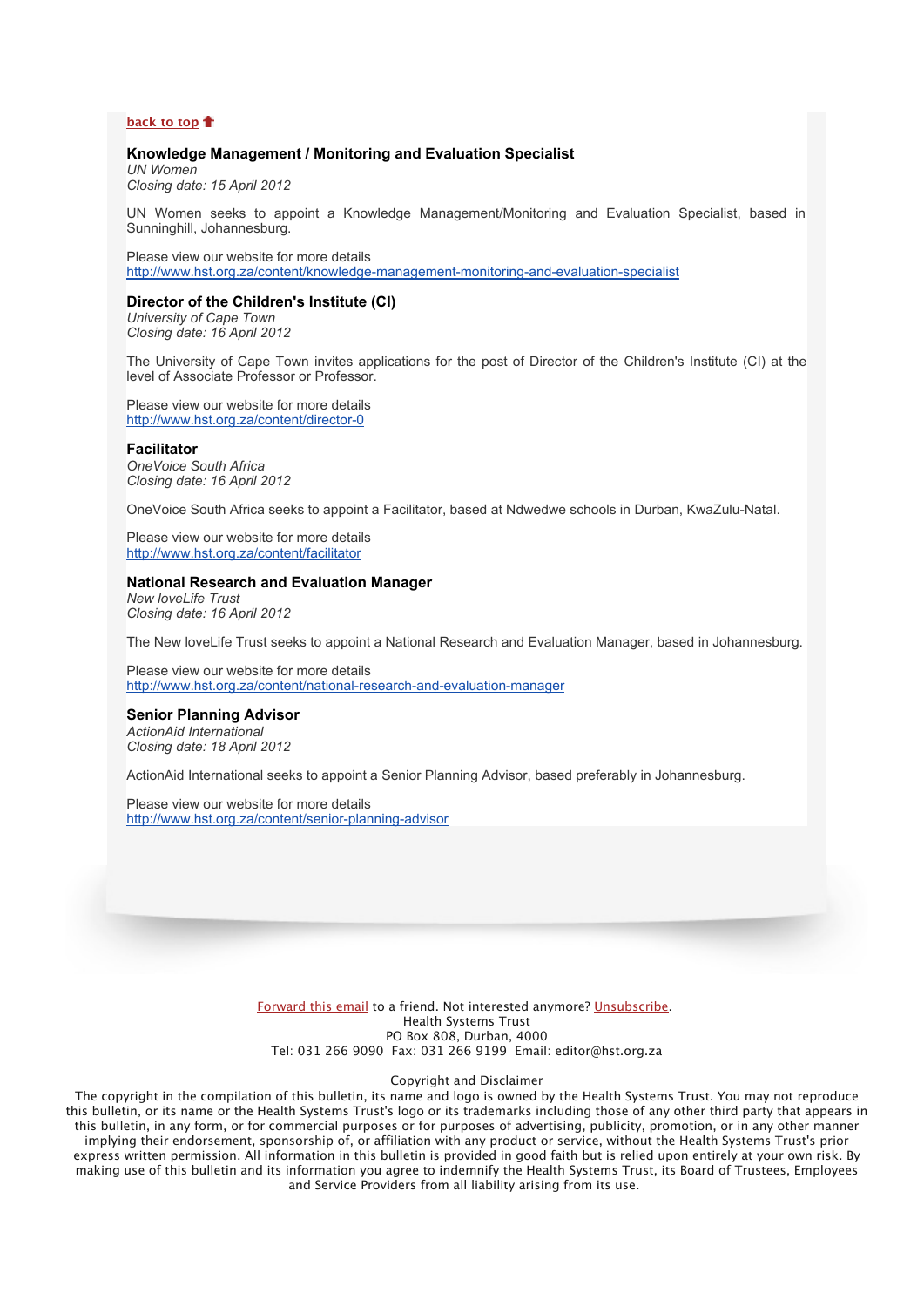back to top

### Knowledge Management / Monitoring and Evaluation Specialist

*UN Women*
*Closing date: 15 April 2012*

UN Women seeks to appoint a Knowledge Management/Monitoring and Evaluation Specialist, based in Sunninghill, Johannesburg.

Please view our website for more details
http://www.hst.org.za/content/knowledge-management-monitoring-and-evaluation-specialist

### Director of the Children's Institute (CI)

*University of Cape Town*
*Closing date: 16 April 2012*

The University of Cape Town invites applications for the post of Director of the Children's Institute (CI) at the level of Associate Professor or Professor.

Please view our website for more details
http://www.hst.org.za/content/director-0

### Facilitator

*OneVoice South Africa*
*Closing date: 16 April 2012*

OneVoice South Africa seeks to appoint a Facilitator, based at Ndwedwe schools in Durban, KwaZulu-Natal.

Please view our website for more details
http://www.hst.org.za/content/facilitator

### National Research and Evaluation Manager

*New loveLife Trust*
*Closing date: 16 April 2012*

The New loveLife Trust seeks to appoint a National Research and Evaluation Manager, based in Johannesburg.

Please view our website for more details
http://www.hst.org.za/content/national-research-and-evaluation-manager

### Senior Planning Advisor

*ActionAid International*
*Closing date: 18 April 2012*

ActionAid International seeks to appoint a Senior Planning Advisor, based preferably in Johannesburg.

Please view our website for more details
http://www.hst.org.za/content/senior-planning-advisor

Forward this email to a friend. Not interested anymore? Unsubscribe.
Health Systems Trust
PO Box 808, Durban, 4000
Tel: 031 266 9090 Fax: 031 266 9199 Email: editor@hst.org.za

Copyright and Disclaimer
The copyright in the compilation of this bulletin, its name and logo is owned by the Health Systems Trust. You may not reproduce this bulletin, or its name or the Health Systems Trust's logo or its trademarks including those of any other third party that appears in this bulletin, in any form, or for commercial purposes or for purposes of advertising, publicity, promotion, or in any other manner implying their endorsement, sponsorship of, or affiliation with any product or service, without the Health Systems Trust's prior express written permission. All information in this bulletin is provided in good faith but is relied upon entirely at your own risk. By making use of this bulletin and its information you agree to indemnify the Health Systems Trust, its Board of Trustees, Employees and Service Providers from all liability arising from its use.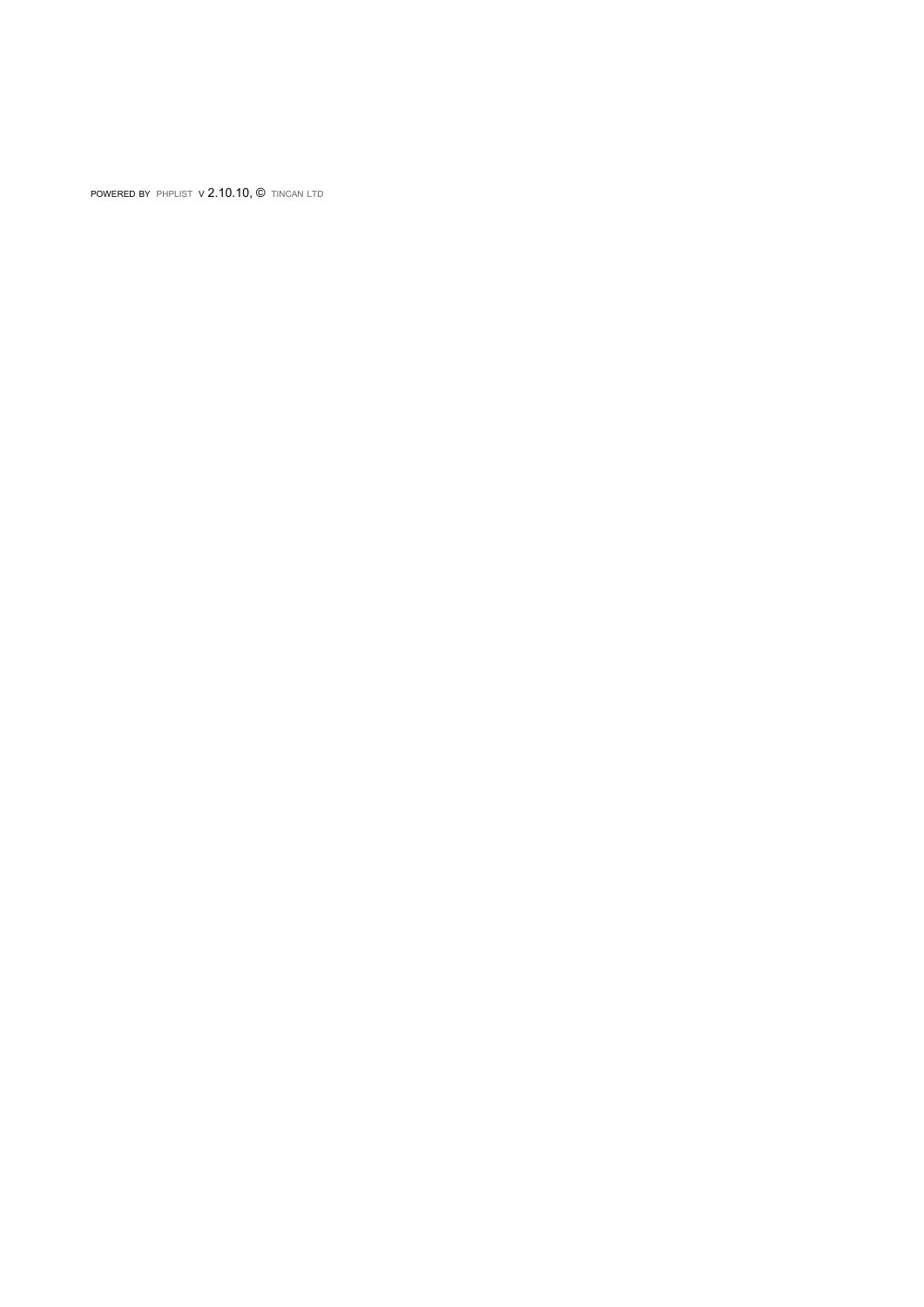POWERED BY PHPLIST V 2.10.10, © TINCAN LTD